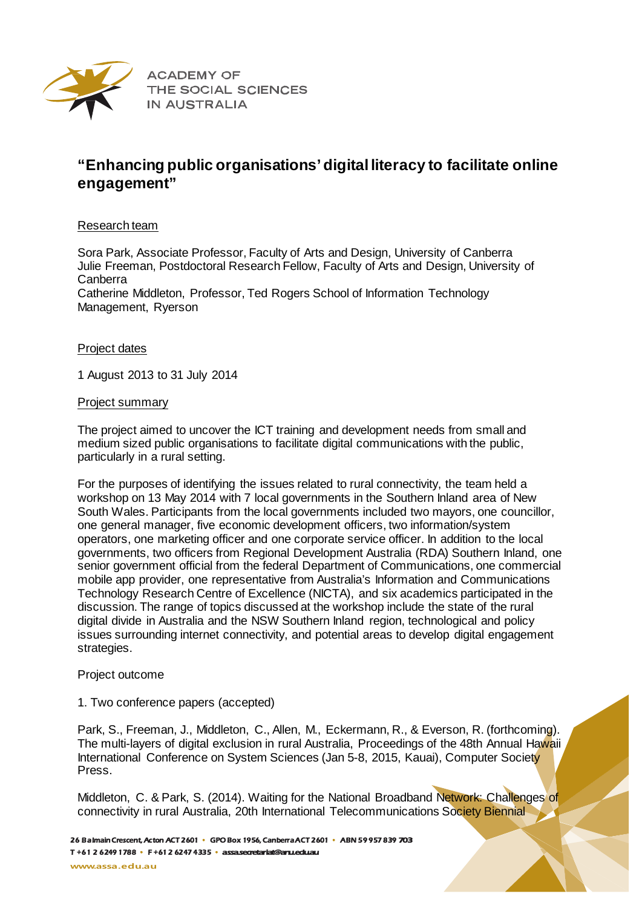ACADEMY OF THE SOCIAL SCIENCES IN AUSTRALIA

# "Enhancing public organisations' digital literacy to facilitate online engagement"

Research team

Sora Park, Associate Professor, Faculty of Arts and Design, University of Canberra
Julie Freeman, Postdoctoral Research Fellow, Faculty of Arts and Design, University of Canberra
Catherine Middleton, Professor, Ted Rogers School of Information Technology Management, Ryerson

Project dates

1 August 2013 to 31 July 2014

Project summary

The project aimed to uncover the ICT training and development needs from small and medium sized public organisations to facilitate digital communications with the public, particularly in a rural setting.

For the purposes of identifying the issues related to rural connectivity, the team held a workshop on 13 May 2014 with 7 local governments in the Southern Inland area of New South Wales. Participants from the local governments included two mayors, one councillor, one general manager, five economic development officers, two information/system operators, one marketing officer and one corporate service officer. In addition to the local governments, two officers from Regional Development Australia (RDA) Southern Inland, one senior government official from the federal Department of Communications, one commercial mobile app provider, one representative from Australia's Information and Communications Technology Research Centre of Excellence (NICTA), and six academics participated in the discussion. The range of topics discussed at the workshop include the state of the rural digital divide in Australia and the NSW Southern Inland region, technological and policy issues surrounding internet connectivity, and potential areas to develop digital engagement strategies.

Project outcome

1. Two conference papers (accepted)

Park, S., Freeman, J., Middleton, C., Allen, M., Eckermann, R., & Everson, R. (forthcoming). The multi-layers of digital exclusion in rural Australia, Proceedings of the 48th Annual Hawaii International Conference on System Sciences (Jan 5-8, 2015, Kauai), Computer Society Press.

Middleton, C. & Park, S. (2014). Waiting for the National Broadband Network: Challenges of connectivity in rural Australia, 20th International Telecommunications Society Biennial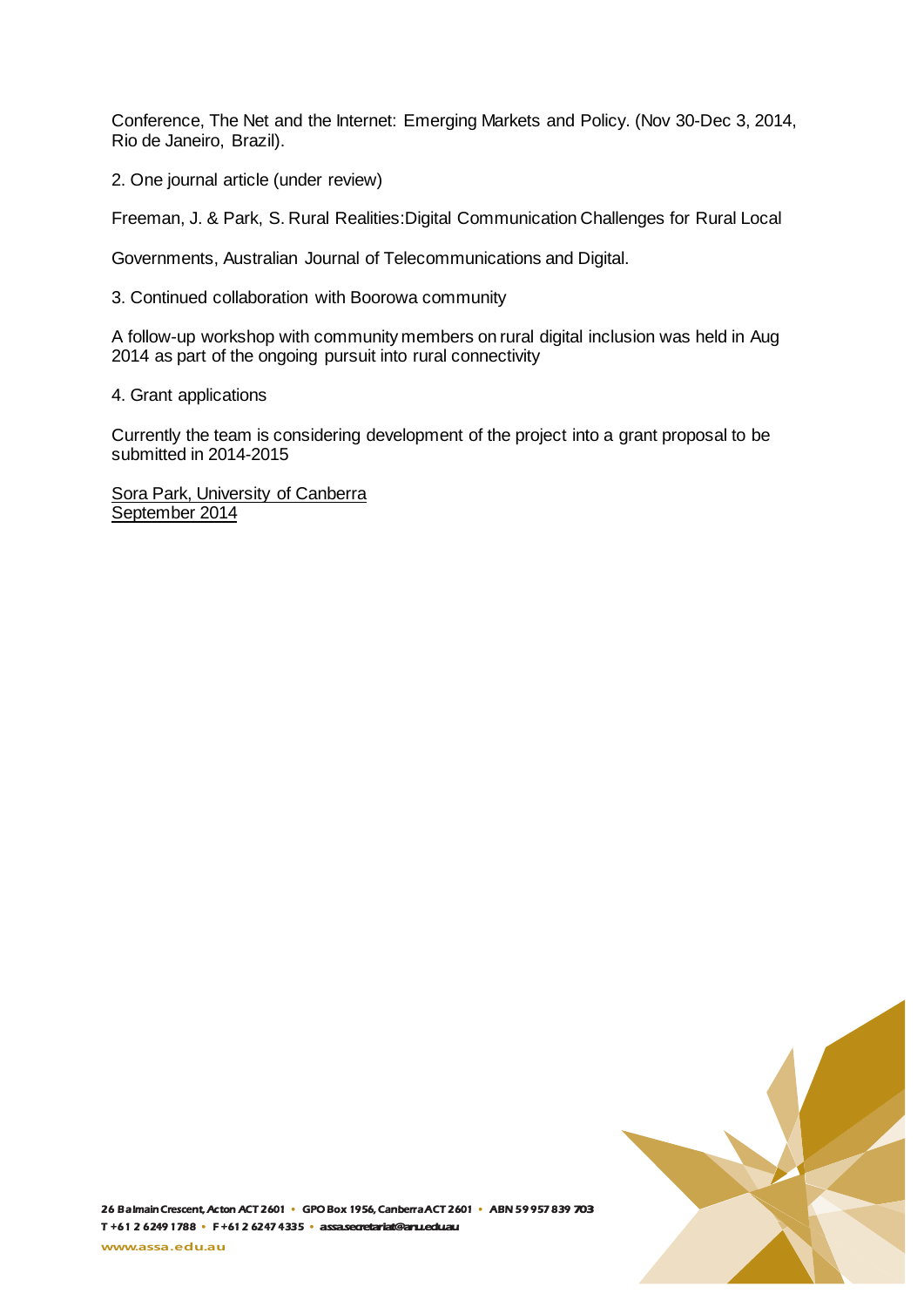Conference, The Net and the Internet: Emerging Markets and Policy. (Nov 30-Dec 3, 2014, Rio de Janeiro, Brazil).

2. One journal article (under review)

Freeman, J. & Park, S. Rural Realities:Digital Communication Challenges for Rural Local

Governments, Australian Journal of Telecommunications and Digital.

3. Continued collaboration with Boorowa community

A follow-up workshop with community members on rural digital inclusion was held in Aug 2014 as part of the ongoing pursuit into rural connectivity

4. Grant applications

Currently the team is considering development of the project into a grant proposal to be submitted in 2014-2015

Sora Park, University of Canberra
September 2014